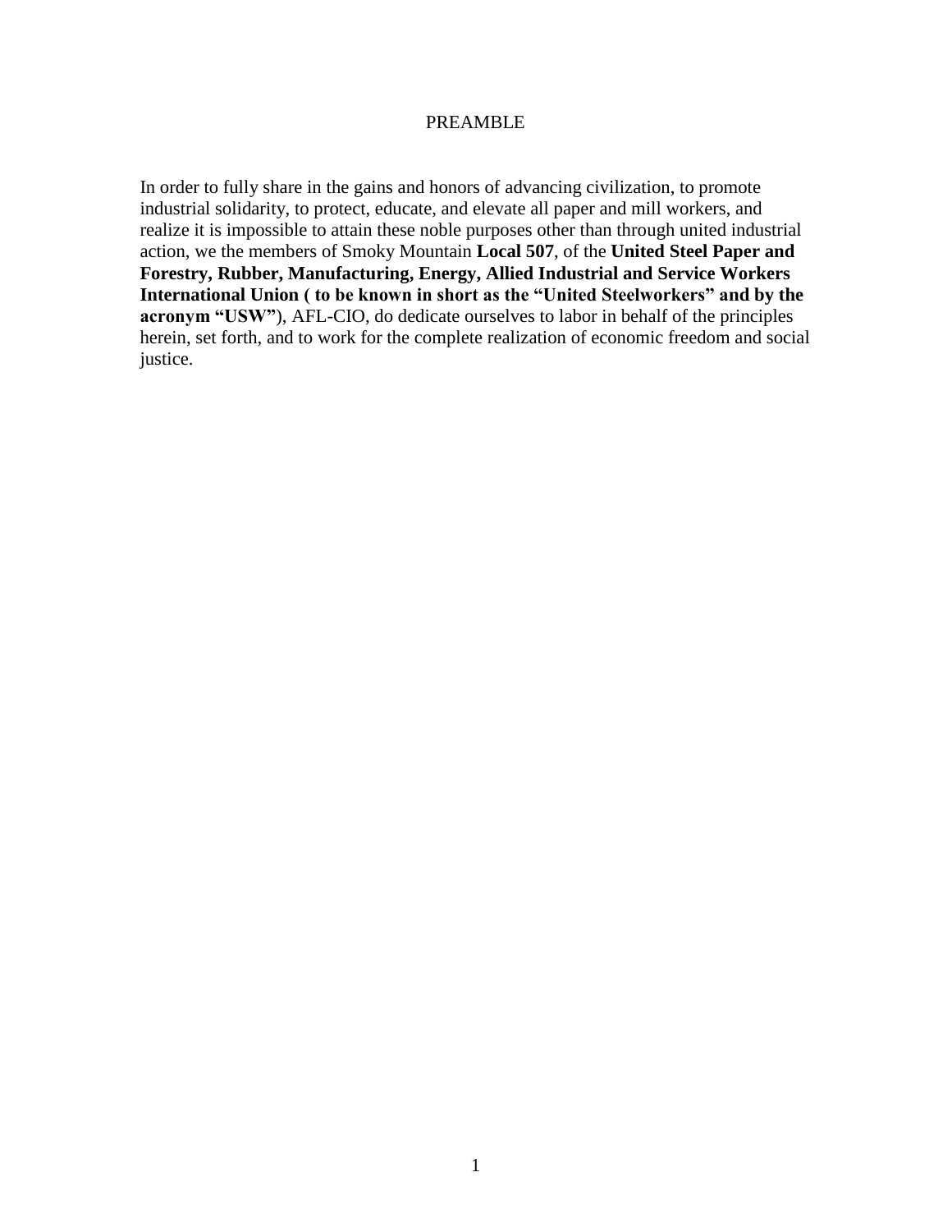# PREAMBLE

In order to fully share in the gains and honors of advancing civilization, to promote industrial solidarity, to protect, educate, and elevate all paper and mill workers, and realize it is impossible to attain these noble purposes other than through united industrial action, we the members of Smoky Mountain **Local 507**, of the **United Steel Paper and Forestry, Rubber, Manufacturing, Energy, Allied Industrial and Service Workers International Union ( to be known in short as the "United Steelworkers" and by the acronym "USW"**), AFL-CIO, do dedicate ourselves to labor in behalf of the principles herein, set forth, and to work for the complete realization of economic freedom and social justice.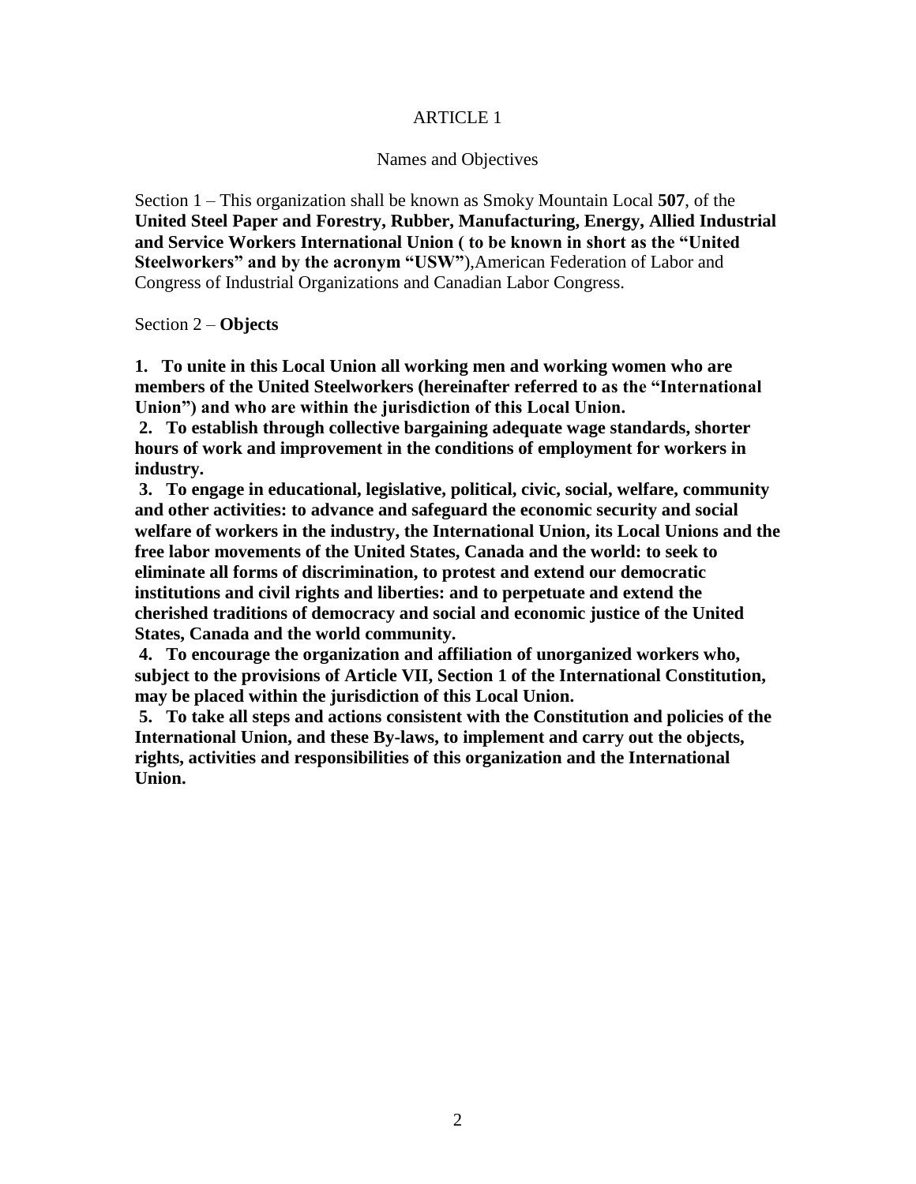# ARTICLE 1

## Names and Objectives

Section 1 – This organization shall be known as Smoky Mountain Local **507**, of the **United Steel Paper and Forestry, Rubber, Manufacturing, Energy, Allied Industrial and Service Workers International Union ( to be known in short as the "United Steelworkers" and by the acronym "USW"**),American Federation of Labor and Congress of Industrial Organizations and Canadian Labor Congress.

Section 2 – **Objects**

**1. To unite in this Local Union all working men and working women who are members of the United Steelworkers (hereinafter referred to as the "International Union") and who are within the jurisdiction of this Local Union.**

**2. To establish through collective bargaining adequate wage standards, shorter hours of work and improvement in the conditions of employment for workers in industry.**

**3. To engage in educational, legislative, political, civic, social, welfare, community and other activities: to advance and safeguard the economic security and social welfare of workers in the industry, the International Union, its Local Unions and the free labor movements of the United States, Canada and the world: to seek to eliminate all forms of discrimination, to protest and extend our democratic institutions and civil rights and liberties: and to perpetuate and extend the cherished traditions of democracy and social and economic justice of the United States, Canada and the world community.**

**4. To encourage the organization and affiliation of unorganized workers who, subject to the provisions of Article VII, Section 1 of the International Constitution, may be placed within the jurisdiction of this Local Union.**

**5. To take all steps and actions consistent with the Constitution and policies of the International Union, and these By-laws, to implement and carry out the objects, rights, activities and responsibilities of this organization and the International Union.**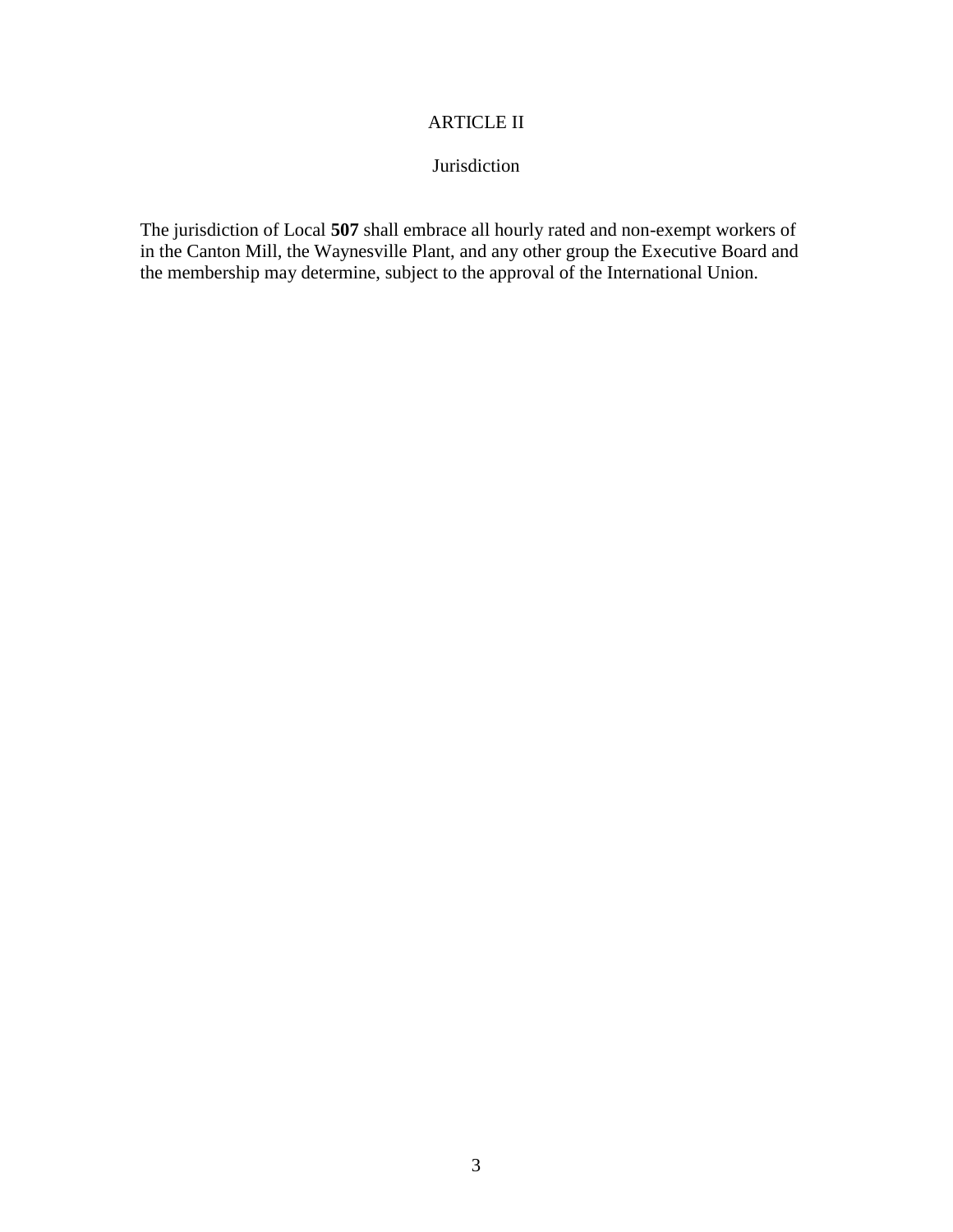# ARTICLE II

## Jurisdiction

The jurisdiction of Local **507** shall embrace all hourly rated and non-exempt workers of in the Canton Mill, the Waynesville Plant, and any other group the Executive Board and the membership may determine, subject to the approval of the International Union.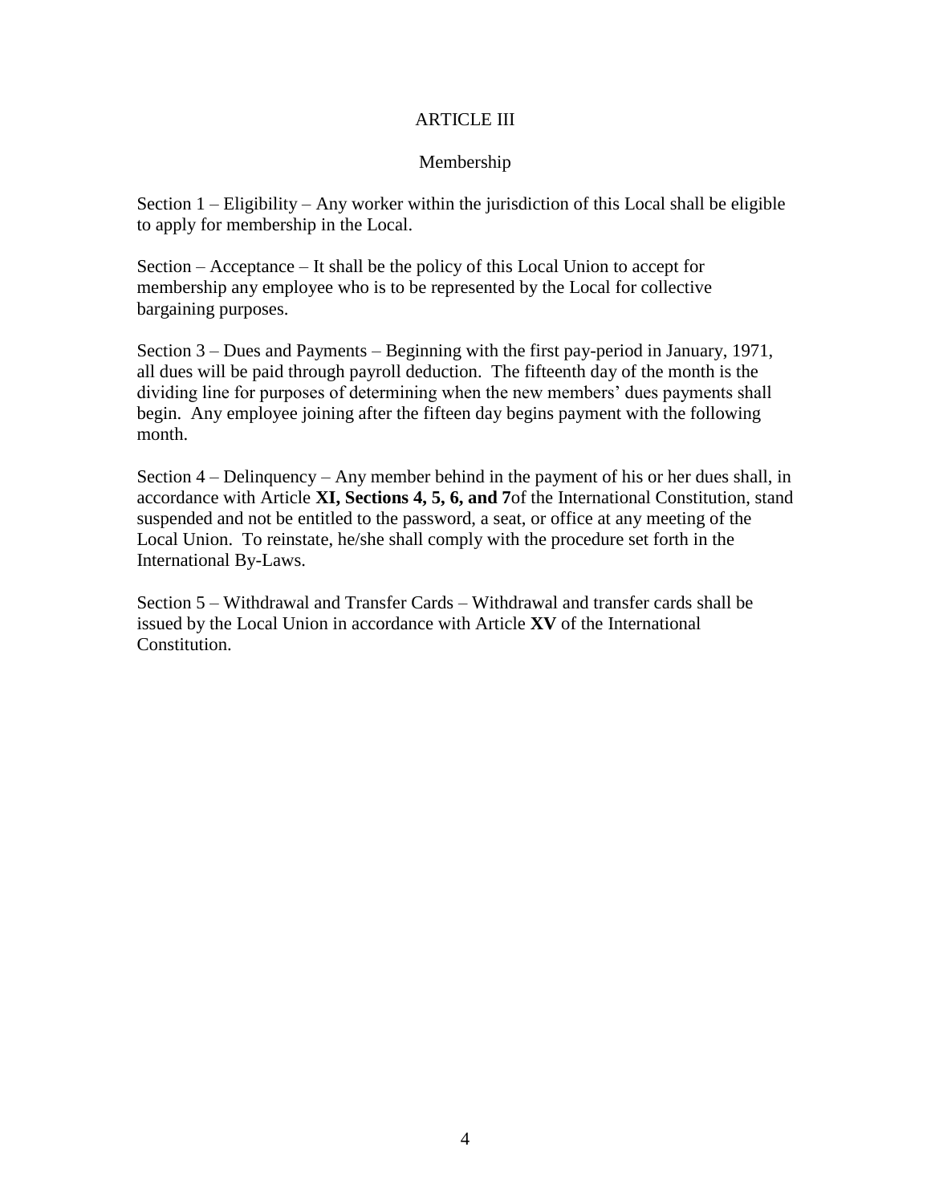## ARTICLE III

### Membership

Section 1 – Eligibility – Any worker within the jurisdiction of this Local shall be eligible to apply for membership in the Local.

Section – Acceptance – It shall be the policy of this Local Union to accept for membership any employee who is to be represented by the Local for collective bargaining purposes.

Section 3 – Dues and Payments – Beginning with the first pay-period in January, 1971, all dues will be paid through payroll deduction. The fifteenth day of the month is the dividing line for purposes of determining when the new members' dues payments shall begin. Any employee joining after the fifteen day begins payment with the following month.

Section 4 – Delinquency – Any member behind in the payment of his or her dues shall, in accordance with Article **XI, Sections 4, 5, 6, and 7**of the International Constitution, stand suspended and not be entitled to the password, a seat, or office at any meeting of the Local Union. To reinstate, he/she shall comply with the procedure set forth in the International By-Laws.

Section 5 – Withdrawal and Transfer Cards – Withdrawal and transfer cards shall be issued by the Local Union in accordance with Article **XV** of the International Constitution.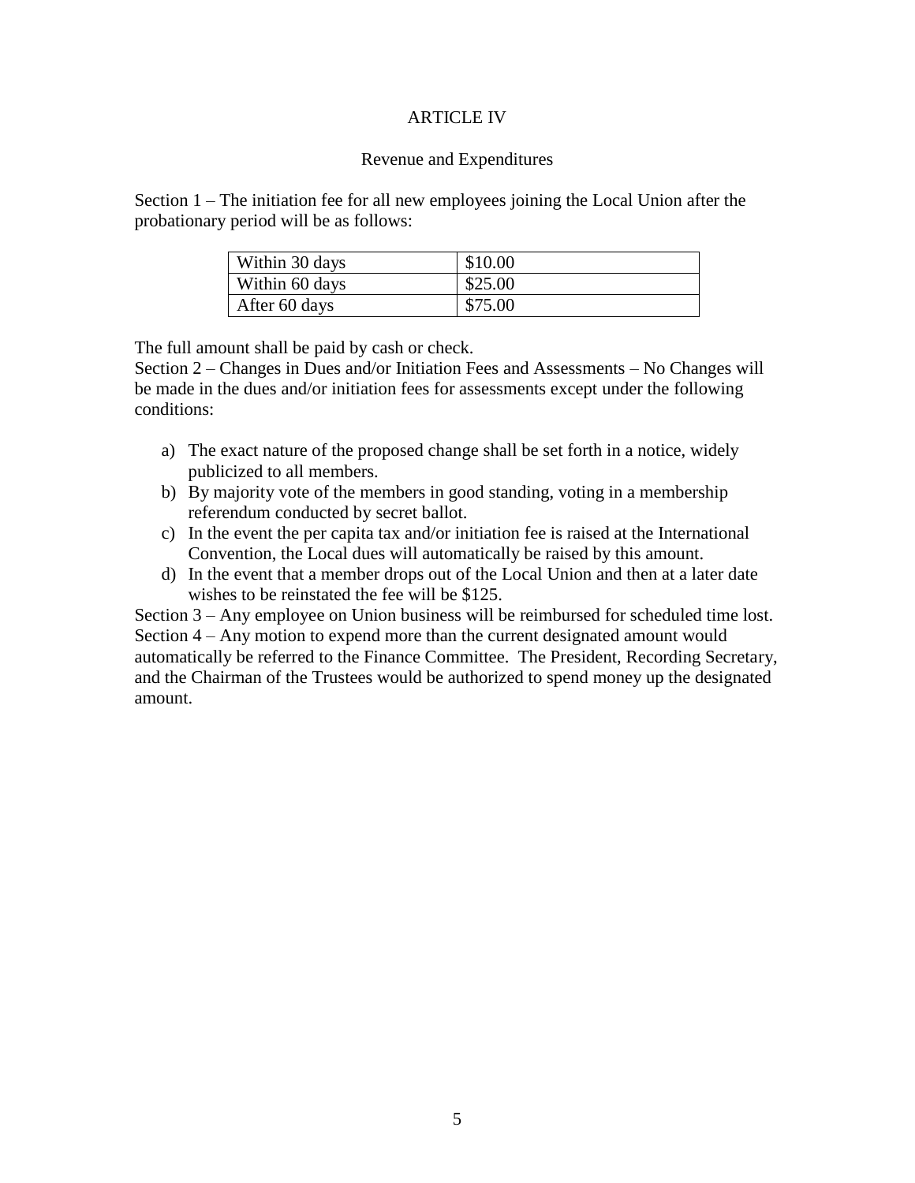# ARTICLE IV

## Revenue and Expenditures

Section 1 – The initiation fee for all new employees joining the Local Union after the probationary period will be as follows:

| | |
|---|---|
| Within 30 days | $10.00 |
| Within 60 days | $25.00 |
| After 60 days | $75.00 |

The full amount shall be paid by cash or check.

Section 2 – Changes in Dues and/or Initiation Fees and Assessments – No Changes will be made in the dues and/or initiation fees for assessments except under the following conditions:

a) The exact nature of the proposed change shall be set forth in a notice, widely publicized to all members.
b) By majority vote of the members in good standing, voting in a membership referendum conducted by secret ballot.
c) In the event the per capita tax and/or initiation fee is raised at the International Convention, the Local dues will automatically be raised by this amount.
d) In the event that a member drops out of the Local Union and then at a later date wishes to be reinstated the fee will be $125.

Section 3 – Any employee on Union business will be reimbursed for scheduled time lost.

Section 4 – Any motion to expend more than the current designated amount would automatically be referred to the Finance Committee. The President, Recording Secretary, and the Chairman of the Trustees would be authorized to spend money up the designated amount.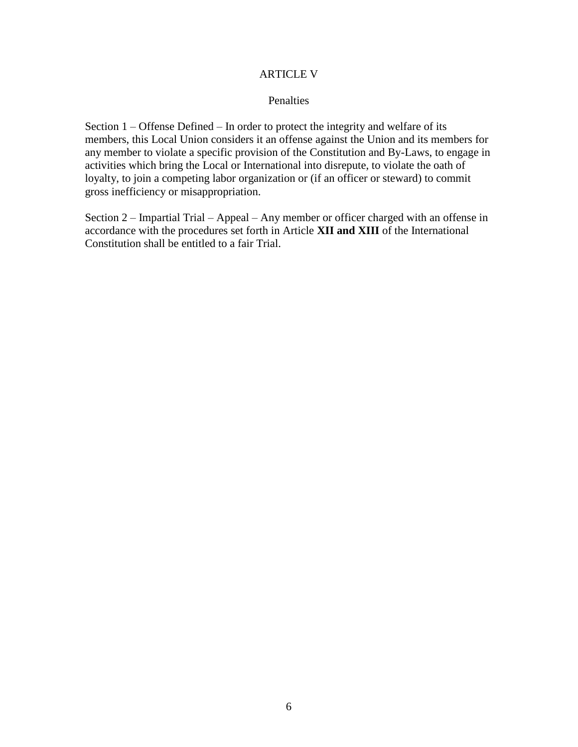# ARTICLE V

## Penalties

Section 1 – Offense Defined – In order to protect the integrity and welfare of its members, this Local Union considers it an offense against the Union and its members for any member to violate a specific provision of the Constitution and By-Laws, to engage in activities which bring the Local or International into disrepute, to violate the oath of loyalty, to join a competing labor organization or (if an officer or steward) to commit gross inefficiency or misappropriation.

Section 2 – Impartial Trial – Appeal – Any member or officer charged with an offense in accordance with the procedures set forth in Article **XII and XIII** of the International Constitution shall be entitled to a fair Trial.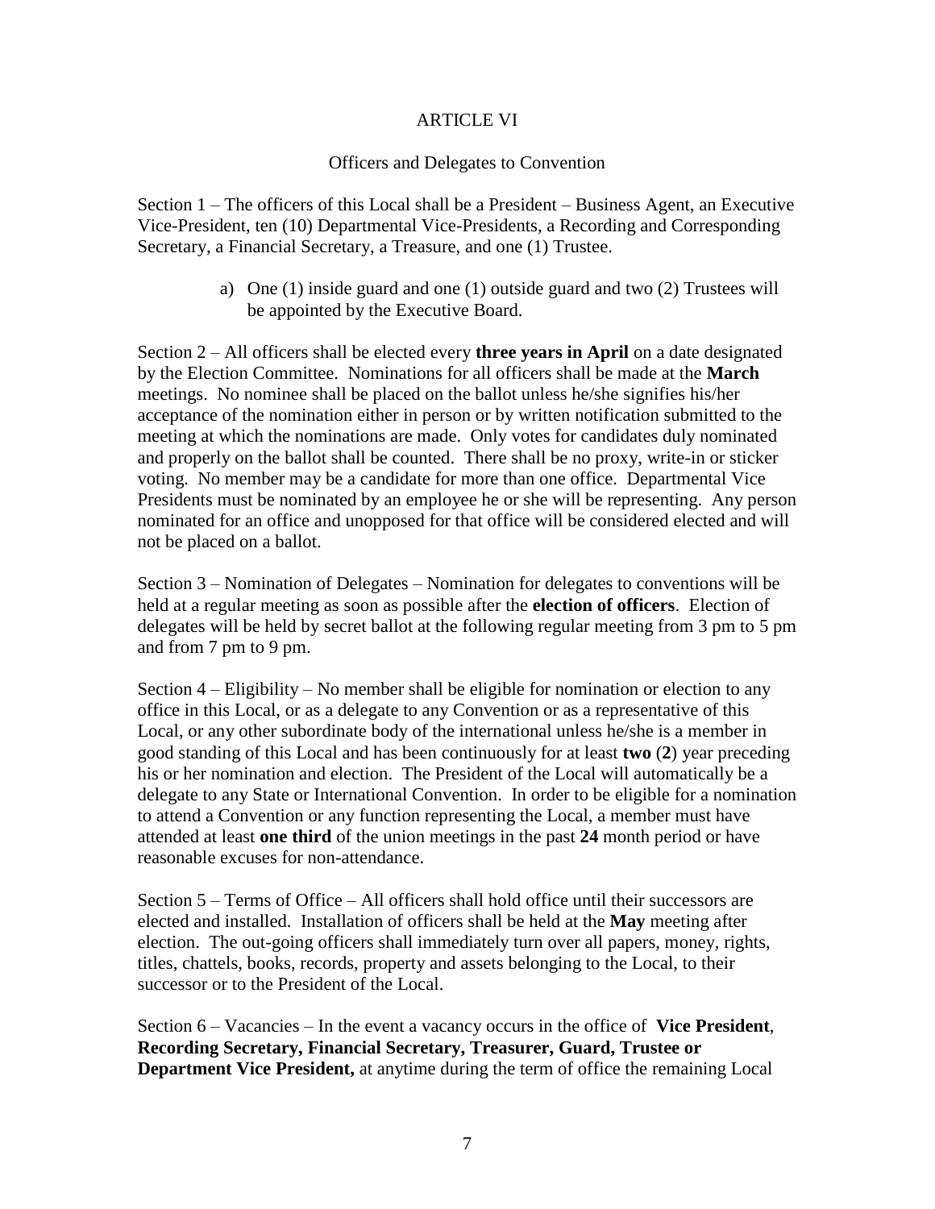# ARTICLE VI

## Officers and Delegates to Convention

Section 1 – The officers of this Local shall be a President – Business Agent, an Executive Vice-President, ten (10) Departmental Vice-Presidents, a Recording and Corresponding Secretary, a Financial Secretary, a Treasure, and one (1) Trustee.

> a) One (1) inside guard and one (1) outside guard and two (2) Trustees will be appointed by the Executive Board.

Section 2 – All officers shall be elected every **three years in April** on a date designated by the Election Committee. Nominations for all officers shall be made at the **March** meetings. No nominee shall be placed on the ballot unless he/she signifies his/her acceptance of the nomination either in person or by written notification submitted to the meeting at which the nominations are made. Only votes for candidates duly nominated and properly on the ballot shall be counted. There shall be no proxy, write-in or sticker voting. No member may be a candidate for more than one office. Departmental Vice Presidents must be nominated by an employee he or she will be representing. Any person nominated for an office and unopposed for that office will be considered elected and will not be placed on a ballot.

Section 3 – Nomination of Delegates – Nomination for delegates to conventions will be held at a regular meeting as soon as possible after the **election of officers**. Election of delegates will be held by secret ballot at the following regular meeting from 3 pm to 5 pm and from 7 pm to 9 pm.

Section 4 – Eligibility – No member shall be eligible for nomination or election to any office in this Local, or as a delegate to any Convention or as a representative of this Local, or any other subordinate body of the international unless he/she is a member in good standing of this Local and has been continuously for at least **two** (**2**) year preceding his or her nomination and election. The President of the Local will automatically be a delegate to any State or International Convention. In order to be eligible for a nomination to attend a Convention or any function representing the Local, a member must have attended at least **one third** of the union meetings in the past **24** month period or have reasonable excuses for non-attendance.

Section 5 – Terms of Office – All officers shall hold office until their successors are elected and installed. Installation of officers shall be held at the **May** meeting after election. The out-going officers shall immediately turn over all papers, money, rights, titles, chattels, books, records, property and assets belonging to the Local, to their successor or to the President of the Local.

Section 6 – Vacancies – In the event a vacancy occurs in the office of **Vice President**, **Recording Secretary, Financial Secretary, Treasurer, Guard, Trustee or Department Vice President,** at anytime during the term of office the remaining Local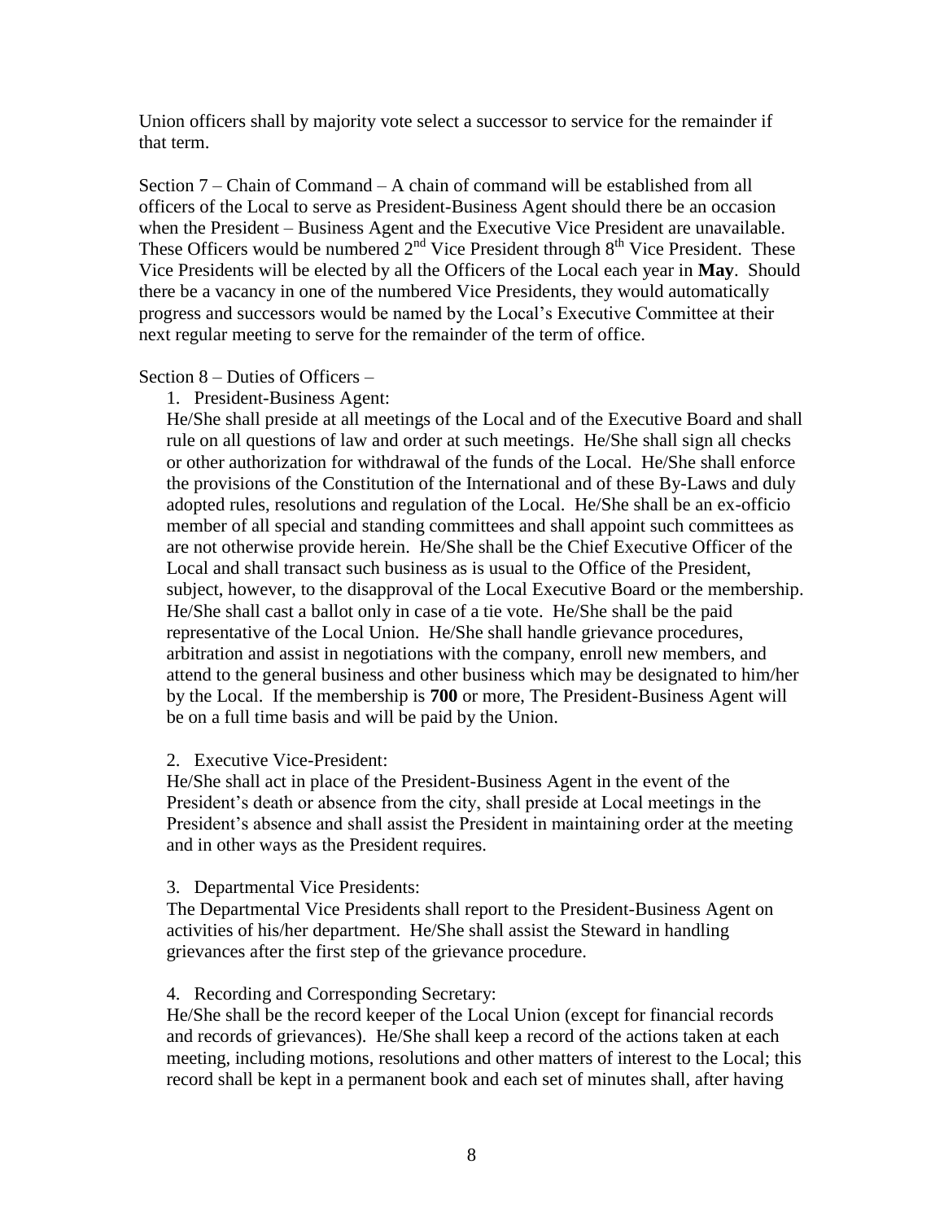Union officers shall by majority vote select a successor to service for the remainder if that term.

Section 7 – Chain of Command – A chain of command will be established from all officers of the Local to serve as President-Business Agent should there be an occasion when the President – Business Agent and the Executive Vice President are unavailable. These Officers would be numbered 2nd Vice President through 8th Vice President. These Vice Presidents will be elected by all the Officers of the Local each year in **May**. Should there be a vacancy in one of the numbered Vice Presidents, they would automatically progress and successors would be named by the Local's Executive Committee at their next regular meeting to serve for the remainder of the term of office.

Section 8 – Duties of Officers –

1. President-Business Agent:

   He/She shall preside at all meetings of the Local and of the Executive Board and shall rule on all questions of law and order at such meetings. He/She shall sign all checks or other authorization for withdrawal of the funds of the Local. He/She shall enforce the provisions of the Constitution of the International and of these By-Laws and duly adopted rules, resolutions and regulation of the Local. He/She shall be an ex-officio member of all special and standing committees and shall appoint such committees as are not otherwise provide herein. He/She shall be the Chief Executive Officer of the Local and shall transact such business as is usual to the Office of the President, subject, however, to the disapproval of the Local Executive Board or the membership. He/She shall cast a ballot only in case of a tie vote. He/She shall be the paid representative of the Local Union. He/She shall handle grievance procedures, arbitration and assist in negotiations with the company, enroll new members, and attend to the general business and other business which may be designated to him/her by the Local. If the membership is **700** or more, The President-Business Agent will be on a full time basis and will be paid by the Union.

2. Executive Vice-President:

   He/She shall act in place of the President-Business Agent in the event of the President's death or absence from the city, shall preside at Local meetings in the President's absence and shall assist the President in maintaining order at the meeting and in other ways as the President requires.

3. Departmental Vice Presidents:

   The Departmental Vice Presidents shall report to the President-Business Agent on activities of his/her department. He/She shall assist the Steward in handling grievances after the first step of the grievance procedure.

4. Recording and Corresponding Secretary:

   He/She shall be the record keeper of the Local Union (except for financial records and records of grievances). He/She shall keep a record of the actions taken at each meeting, including motions, resolutions and other matters of interest to the Local; this record shall be kept in a permanent book and each set of minutes shall, after having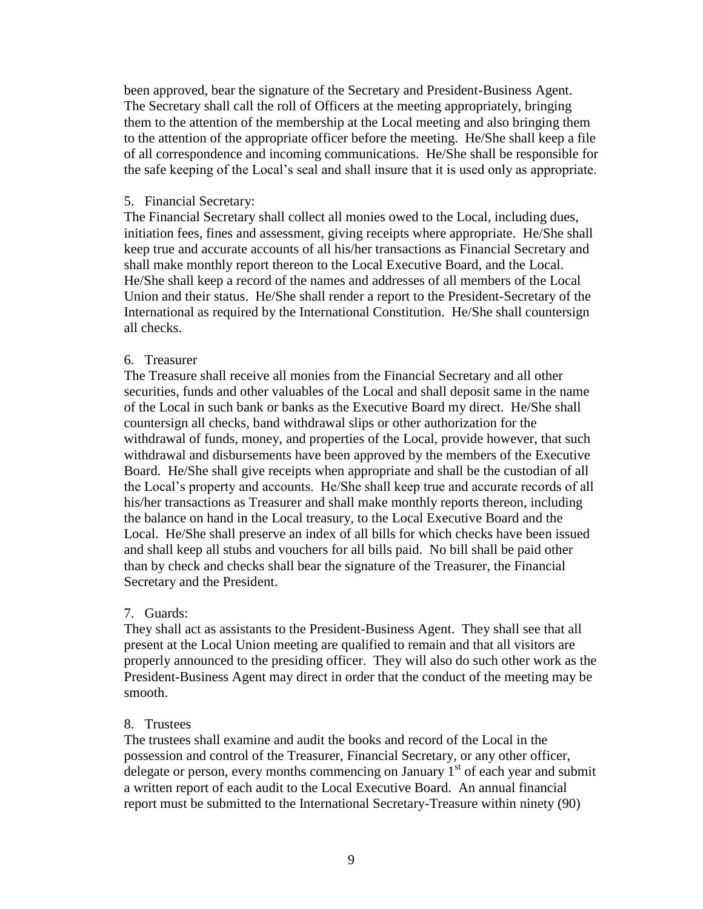been approved, bear the signature of the Secretary and President-Business Agent. The Secretary shall call the roll of Officers at the meeting appropriately, bringing them to the attention of the membership at the Local meeting and also bringing them to the attention of the appropriate officer before the meeting. He/She shall keep a file of all correspondence and incoming communications. He/She shall be responsible for the safe keeping of the Local's seal and shall insure that it is used only as appropriate.

5. Financial Secretary:

The Financial Secretary shall collect all monies owed to the Local, including dues, initiation fees, fines and assessment, giving receipts where appropriate. He/She shall keep true and accurate accounts of all his/her transactions as Financial Secretary and shall make monthly report thereon to the Local Executive Board, and the Local. He/She shall keep a record of the names and addresses of all members of the Local Union and their status. He/She shall render a report to the President-Secretary of the International as required by the International Constitution. He/She shall countersign all checks.

6. Treasurer

The Treasure shall receive all monies from the Financial Secretary and all other securities, funds and other valuables of the Local and shall deposit same in the name of the Local in such bank or banks as the Executive Board my direct. He/She shall countersign all checks, band withdrawal slips or other authorization for the withdrawal of funds, money, and properties of the Local, provide however, that such withdrawal and disbursements have been approved by the members of the Executive Board. He/She shall give receipts when appropriate and shall be the custodian of all the Local's property and accounts. He/She shall keep true and accurate records of all his/her transactions as Treasurer and shall make monthly reports thereon, including the balance on hand in the Local treasury, to the Local Executive Board and the Local. He/She shall preserve an index of all bills for which checks have been issued and shall keep all stubs and vouchers for all bills paid. No bill shall be paid other than by check and checks shall bear the signature of the Treasurer, the Financial Secretary and the President.

7. Guards:

They shall act as assistants to the President-Business Agent. They shall see that all present at the Local Union meeting are qualified to remain and that all visitors are properly announced to the presiding officer. They will also do such other work as the President-Business Agent may direct in order that the conduct of the meeting may be smooth.

8. Trustees

The trustees shall examine and audit the books and record of the Local in the possession and control of the Treasurer, Financial Secretary, or any other officer, delegate or person, every months commencing on January 1st of each year and submit a written report of each audit to the Local Executive Board. An annual financial report must be submitted to the International Secretary-Treasure within ninety (90)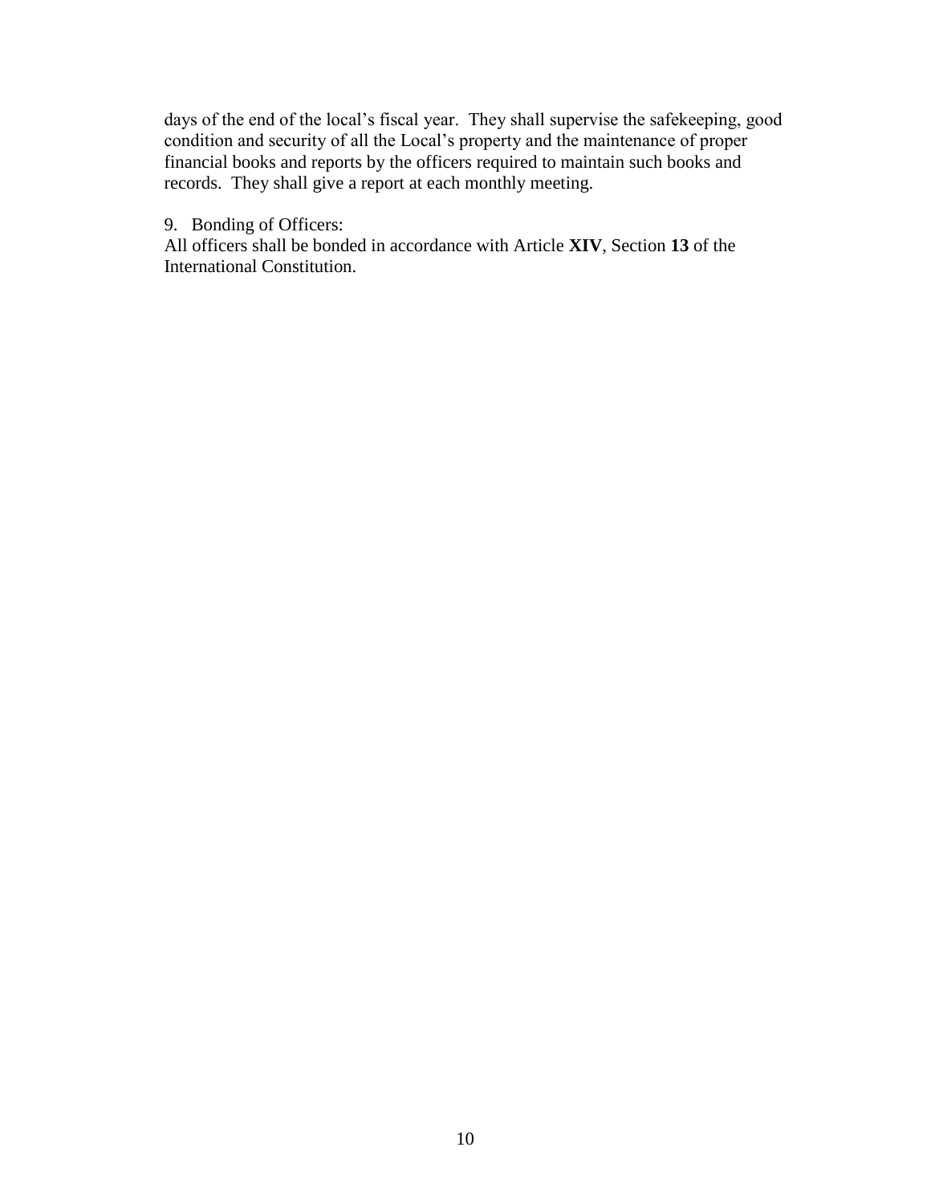days of the end of the local's fiscal year. They shall supervise the safekeeping, good condition and security of all the Local's property and the maintenance of proper financial books and reports by the officers required to maintain such books and records. They shall give a report at each monthly meeting.

9. Bonding of Officers:

All officers shall be bonded in accordance with Article **XIV**, Section **13** of the International Constitution.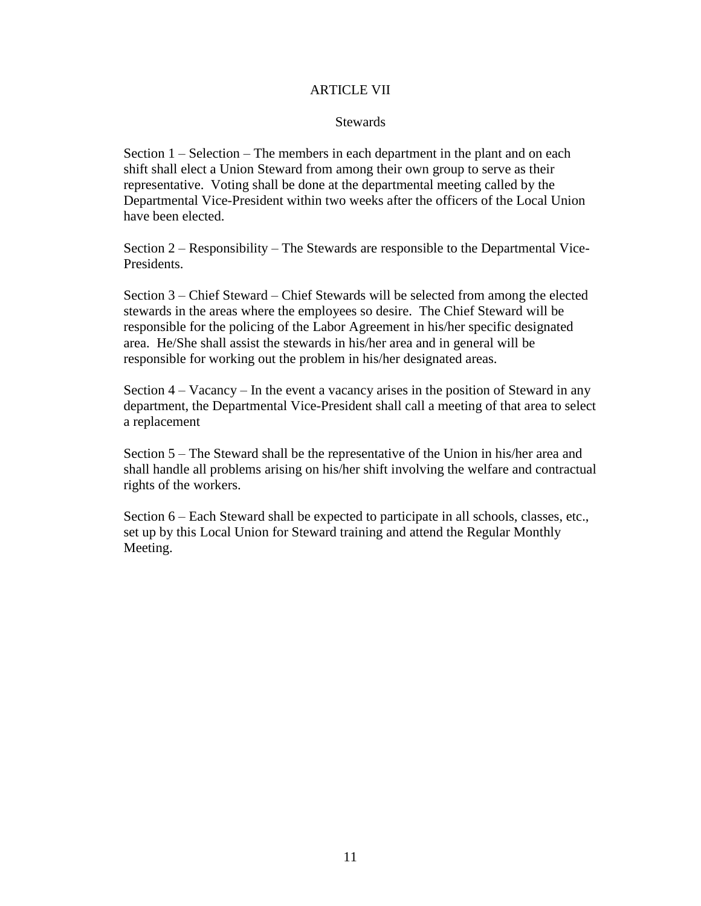# ARTICLE VII

## Stewards

Section 1 – Selection – The members in each department in the plant and on each shift shall elect a Union Steward from among their own group to serve as their representative. Voting shall be done at the departmental meeting called by the Departmental Vice-President within two weeks after the officers of the Local Union have been elected.

Section 2 – Responsibility – The Stewards are responsible to the Departmental Vice-Presidents.

Section 3 – Chief Steward – Chief Stewards will be selected from among the elected stewards in the areas where the employees so desire. The Chief Steward will be responsible for the policing of the Labor Agreement in his/her specific designated area. He/She shall assist the stewards in his/her area and in general will be responsible for working out the problem in his/her designated areas.

Section 4 – Vacancy – In the event a vacancy arises in the position of Steward in any department, the Departmental Vice-President shall call a meeting of that area to select a replacement

Section 5 – The Steward shall be the representative of the Union in his/her area and shall handle all problems arising on his/her shift involving the welfare and contractual rights of the workers.

Section 6 – Each Steward shall be expected to participate in all schools, classes, etc., set up by this Local Union for Steward training and attend the Regular Monthly Meeting.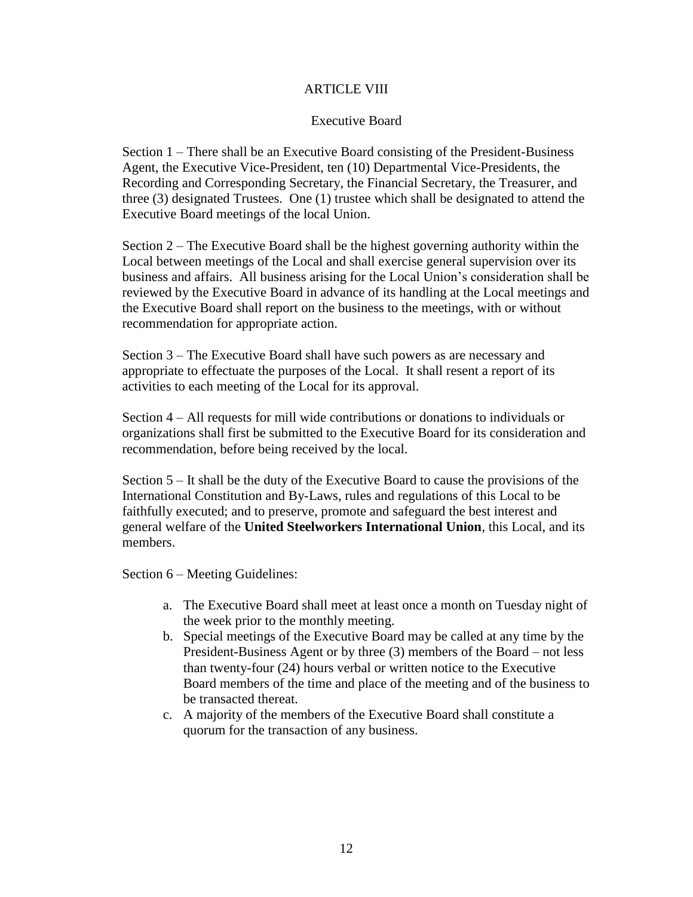# ARTICLE VIII

## Executive Board

Section 1 – There shall be an Executive Board consisting of the President-Business Agent, the Executive Vice-President, ten (10) Departmental Vice-Presidents, the Recording and Corresponding Secretary, the Financial Secretary, the Treasurer, and three (3) designated Trustees. One (1) trustee which shall be designated to attend the Executive Board meetings of the local Union.

Section 2 – The Executive Board shall be the highest governing authority within the Local between meetings of the Local and shall exercise general supervision over its business and affairs. All business arising for the Local Union's consideration shall be reviewed by the Executive Board in advance of its handling at the Local meetings and the Executive Board shall report on the business to the meetings, with or without recommendation for appropriate action.

Section 3 – The Executive Board shall have such powers as are necessary and appropriate to effectuate the purposes of the Local. It shall resent a report of its activities to each meeting of the Local for its approval.

Section 4 – All requests for mill wide contributions or donations to individuals or organizations shall first be submitted to the Executive Board for its consideration and recommendation, before being received by the local.

Section 5 – It shall be the duty of the Executive Board to cause the provisions of the International Constitution and By-Laws, rules and regulations of this Local to be faithfully executed; and to preserve, promote and safeguard the best interest and general welfare of the **United Steelworkers International Union**, this Local, and its members.

Section 6 – Meeting Guidelines:

a. The Executive Board shall meet at least once a month on Tuesday night of the week prior to the monthly meeting.
b. Special meetings of the Executive Board may be called at any time by the President-Business Agent or by three (3) members of the Board – not less than twenty-four (24) hours verbal or written notice to the Executive Board members of the time and place of the meeting and of the business to be transacted thereat.
c. A majority of the members of the Executive Board shall constitute a quorum for the transaction of any business.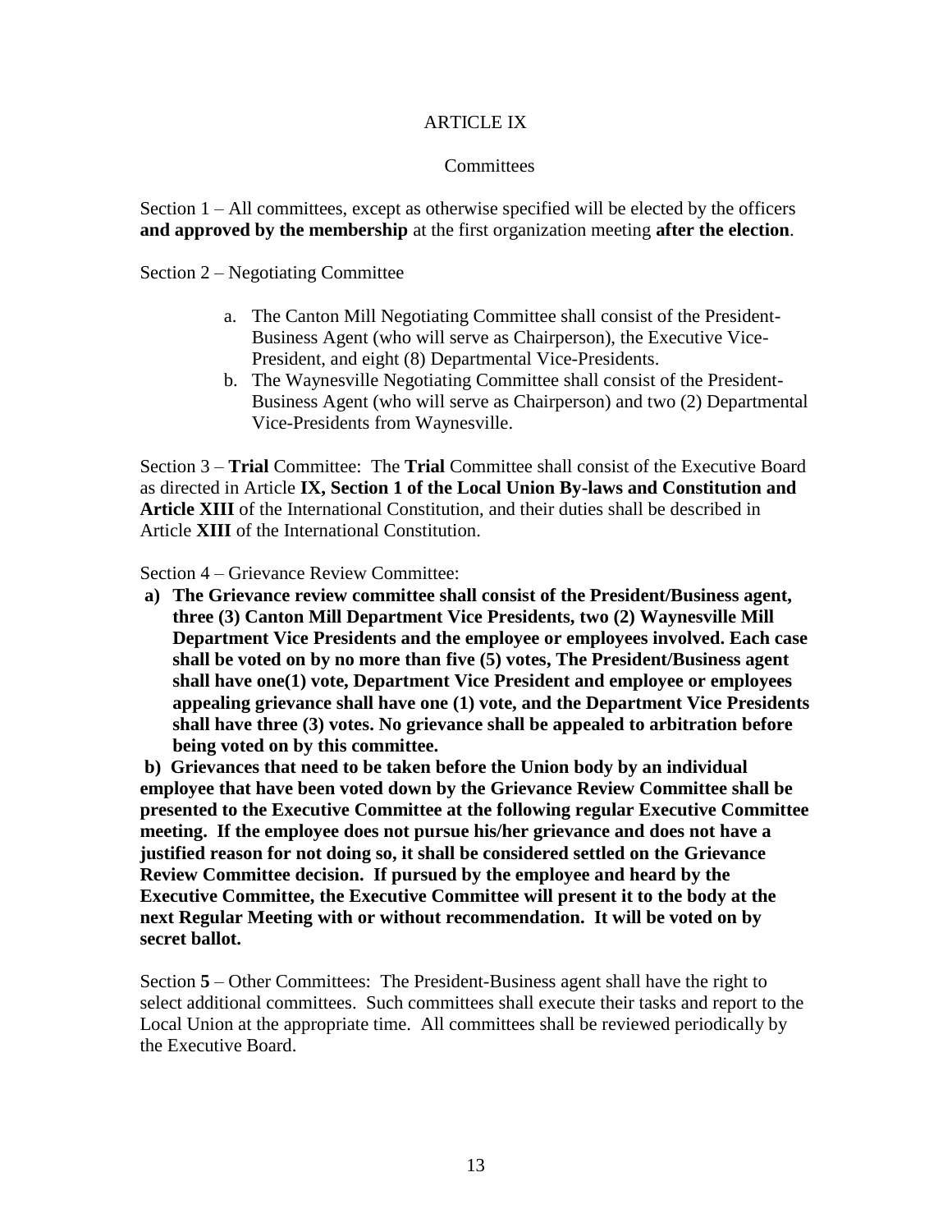# ARTICLE IX

## Committees

Section 1 – All committees, except as otherwise specified will be elected by the officers **and approved by the membership** at the first organization meeting **after the election**.

Section 2 – Negotiating Committee

a. The Canton Mill Negotiating Committee shall consist of the President-Business Agent (who will serve as Chairperson), the Executive Vice-President, and eight (8) Departmental Vice-Presidents.
b. The Waynesville Negotiating Committee shall consist of the President-Business Agent (who will serve as Chairperson) and two (2) Departmental Vice-Presidents from Waynesville.

Section 3 – **Trial** Committee: The **Trial** Committee shall consist of the Executive Board as directed in Article **IX, Section 1 of the Local Union By-laws and Constitution and Article XIII** of the International Constitution, and their duties shall be described in Article **XIII** of the International Constitution.

Section 4 – Grievance Review Committee:

**a) The Grievance review committee shall consist of the President/Business agent, three (3) Canton Mill Department Vice Presidents, two (2) Waynesville Mill Department Vice Presidents and the employee or employees involved. Each case shall be voted on by no more than five (5) votes, The President/Business agent shall have one(1) vote, Department Vice President and employee or employees appealing grievance shall have one (1) vote, and the Department Vice Presidents shall have three (3) votes. No grievance shall be appealed to arbitration before being voted on by this committee.**

**b) Grievances that need to be taken before the Union body by an individual employee that have been voted down by the Grievance Review Committee shall be presented to the Executive Committee at the following regular Executive Committee meeting. If the employee does not pursue his/her grievance and does not have a justified reason for not doing so, it shall be considered settled on the Grievance Review Committee decision. If pursued by the employee and heard by the Executive Committee, the Executive Committee will present it to the body at the next Regular Meeting with or without recommendation. It will be voted on by secret ballot.**

Section **5** – Other Committees: The President-Business agent shall have the right to select additional committees. Such committees shall execute their tasks and report to the Local Union at the appropriate time. All committees shall be reviewed periodically by the Executive Board.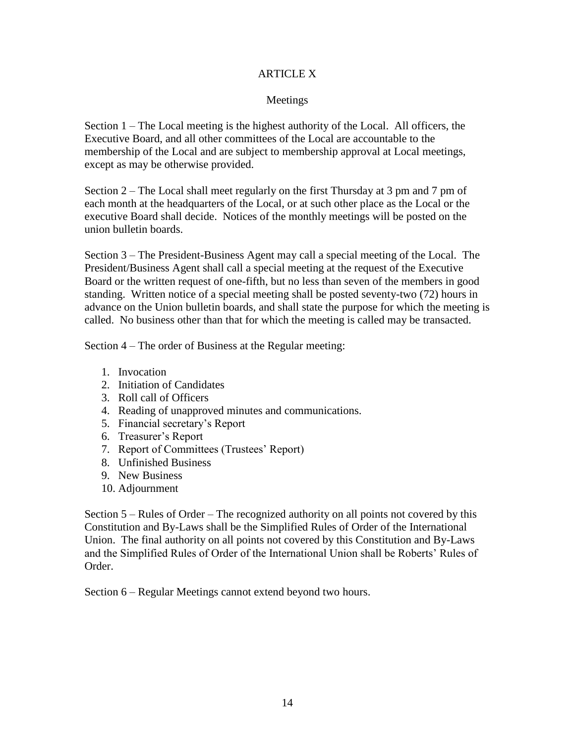# ARTICLE X

## Meetings

Section 1 – The Local meeting is the highest authority of the Local. All officers, the Executive Board, and all other committees of the Local are accountable to the membership of the Local and are subject to membership approval at Local meetings, except as may be otherwise provided.

Section 2 – The Local shall meet regularly on the first Thursday at 3 pm and 7 pm of each month at the headquarters of the Local, or at such other place as the Local or the executive Board shall decide. Notices of the monthly meetings will be posted on the union bulletin boards.

Section 3 – The President-Business Agent may call a special meeting of the Local. The President/Business Agent shall call a special meeting at the request of the Executive Board or the written request of one-fifth, but no less than seven of the members in good standing. Written notice of a special meeting shall be posted seventy-two (72) hours in advance on the Union bulletin boards, and shall state the purpose for which the meeting is called. No business other than that for which the meeting is called may be transacted.

Section 4 – The order of Business at the Regular meeting:

1. Invocation
2. Initiation of Candidates
3. Roll call of Officers
4. Reading of unapproved minutes and communications.
5. Financial secretary's Report
6. Treasurer's Report
7. Report of Committees (Trustees' Report)
8. Unfinished Business
9. New Business
10. Adjournment

Section 5 – Rules of Order – The recognized authority on all points not covered by this Constitution and By-Laws shall be the Simplified Rules of Order of the International Union. The final authority on all points not covered by this Constitution and By-Laws and the Simplified Rules of Order of the International Union shall be Roberts' Rules of Order.

Section 6 – Regular Meetings cannot extend beyond two hours.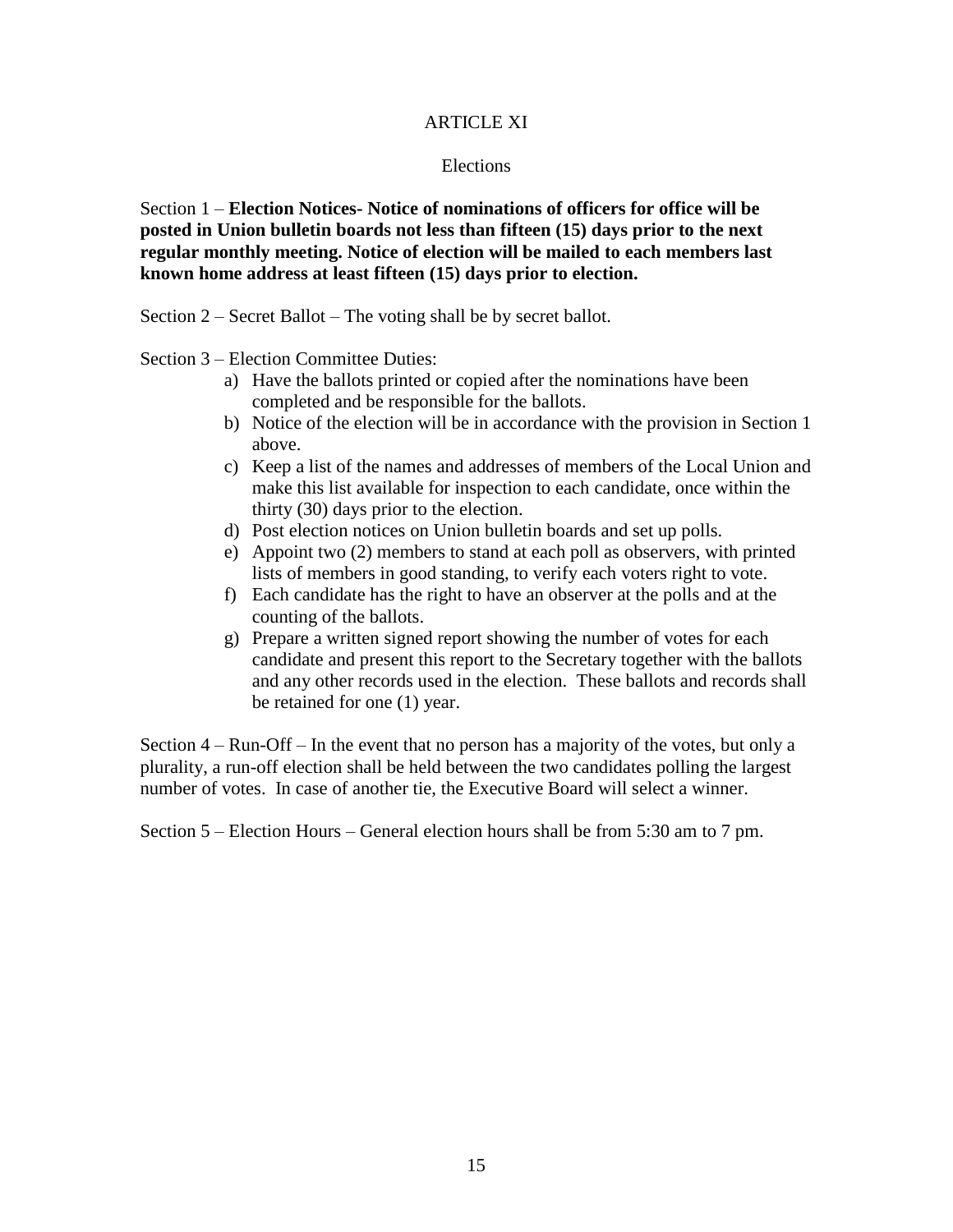# ARTICLE XI

## Elections

Section 1 – **Election Notices- Notice of nominations of officers for office will be posted in Union bulletin boards not less than fifteen (15) days prior to the next regular monthly meeting. Notice of election will be mailed to each members last known home address at least fifteen (15) days prior to election.**

Section 2 – Secret Ballot – The voting shall be by secret ballot.

Section 3 – Election Committee Duties:

a) Have the ballots printed or copied after the nominations have been completed and be responsible for the ballots.
b) Notice of the election will be in accordance with the provision in Section 1 above.
c) Keep a list of the names and addresses of members of the Local Union and make this list available for inspection to each candidate, once within the thirty (30) days prior to the election.
d) Post election notices on Union bulletin boards and set up polls.
e) Appoint two (2) members to stand at each poll as observers, with printed lists of members in good standing, to verify each voters right to vote.
f) Each candidate has the right to have an observer at the polls and at the counting of the ballots.
g) Prepare a written signed report showing the number of votes for each candidate and present this report to the Secretary together with the ballots and any other records used in the election. These ballots and records shall be retained for one (1) year.

Section 4 – Run-Off – In the event that no person has a majority of the votes, but only a plurality, a run-off election shall be held between the two candidates polling the largest number of votes. In case of another tie, the Executive Board will select a winner.

Section 5 – Election Hours – General election hours shall be from 5:30 am to 7 pm.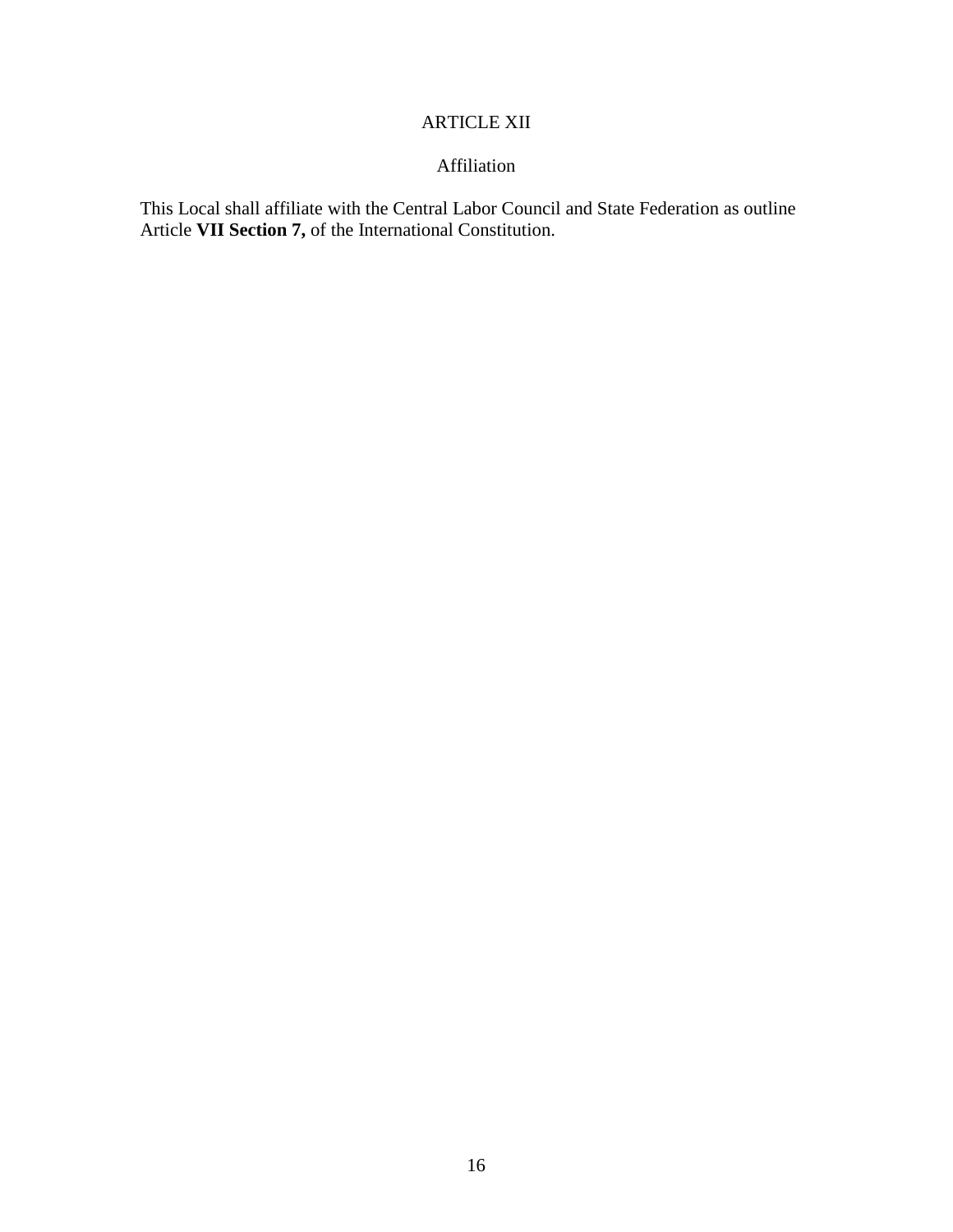## ARTICLE XII

### Affiliation

This Local shall affiliate with the Central Labor Council and State Federation as outline Article **VII Section 7,** of the International Constitution.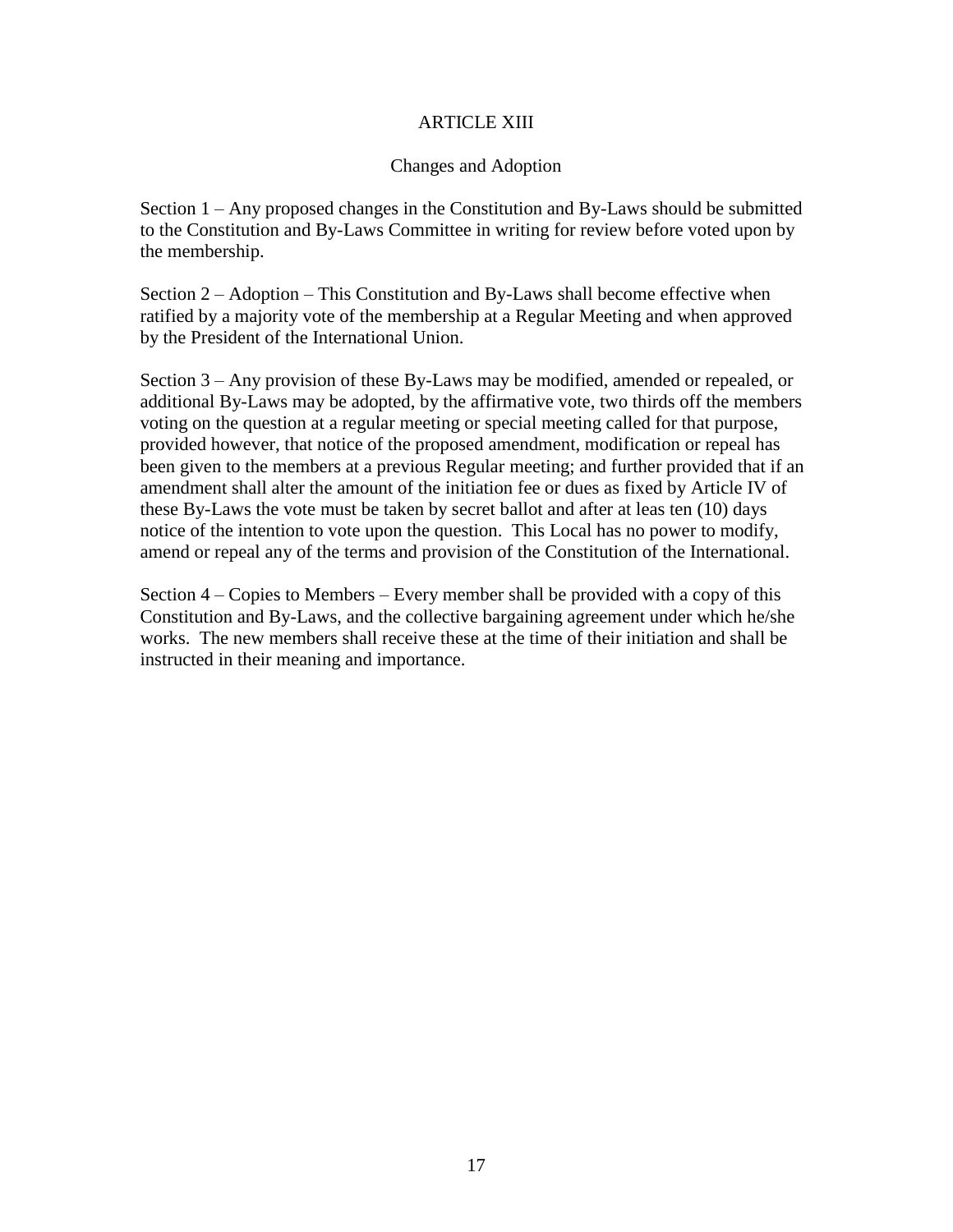## ARTICLE XIII

### Changes and Adoption

Section 1 – Any proposed changes in the Constitution and By-Laws should be submitted to the Constitution and By-Laws Committee in writing for review before voted upon by the membership.

Section 2 – Adoption – This Constitution and By-Laws shall become effective when ratified by a majority vote of the membership at a Regular Meeting and when approved by the President of the International Union.

Section 3 – Any provision of these By-Laws may be modified, amended or repealed, or additional By-Laws may be adopted, by the affirmative vote, two thirds off the members voting on the question at a regular meeting or special meeting called for that purpose, provided however, that notice of the proposed amendment, modification or repeal has been given to the members at a previous Regular meeting; and further provided that if an amendment shall alter the amount of the initiation fee or dues as fixed by Article IV of these By-Laws the vote must be taken by secret ballot and after at leas ten (10) days notice of the intention to vote upon the question. This Local has no power to modify, amend or repeal any of the terms and provision of the Constitution of the International.

Section 4 – Copies to Members – Every member shall be provided with a copy of this Constitution and By-Laws, and the collective bargaining agreement under which he/she works. The new members shall receive these at the time of their initiation and shall be instructed in their meaning and importance.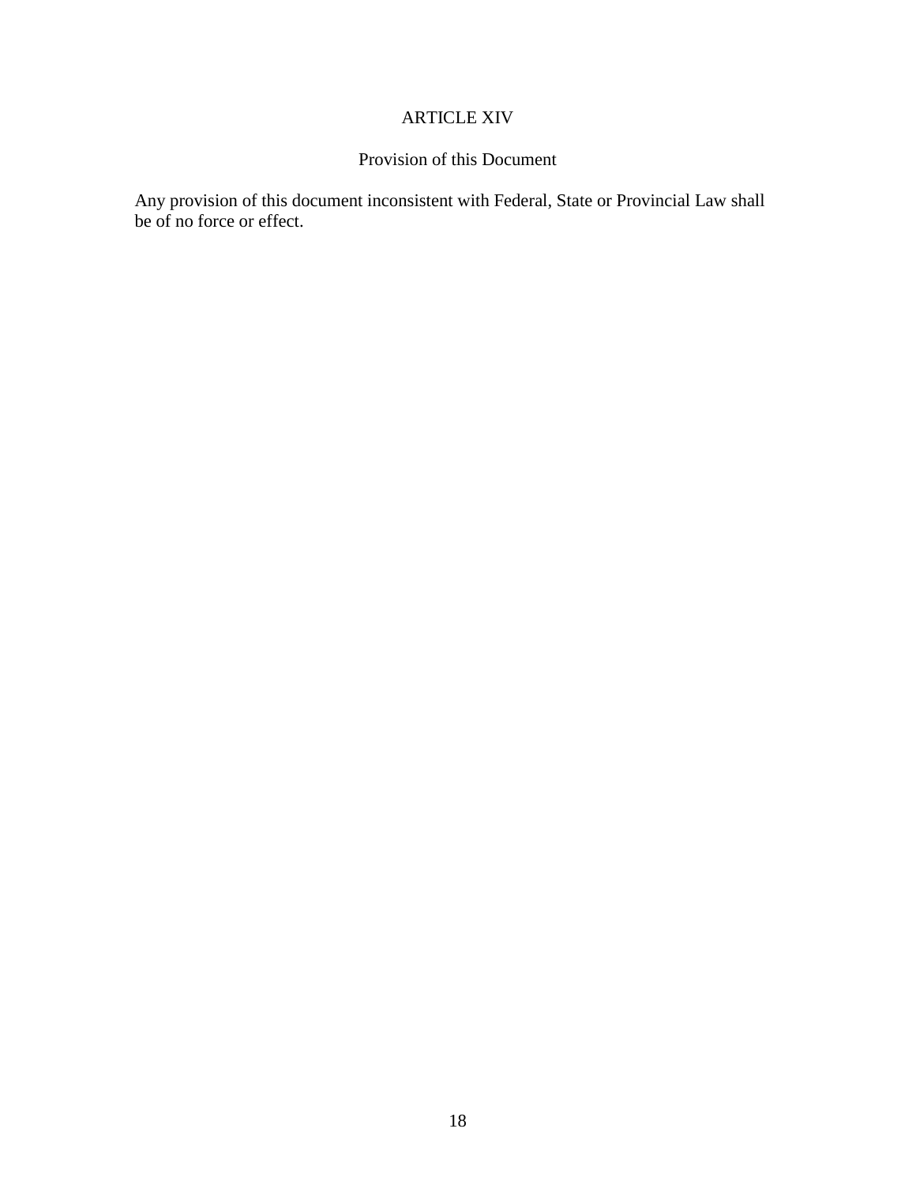## ARTICLE XIV

### Provision of this Document

Any provision of this document inconsistent with Federal, State or Provincial Law shall be of no force or effect.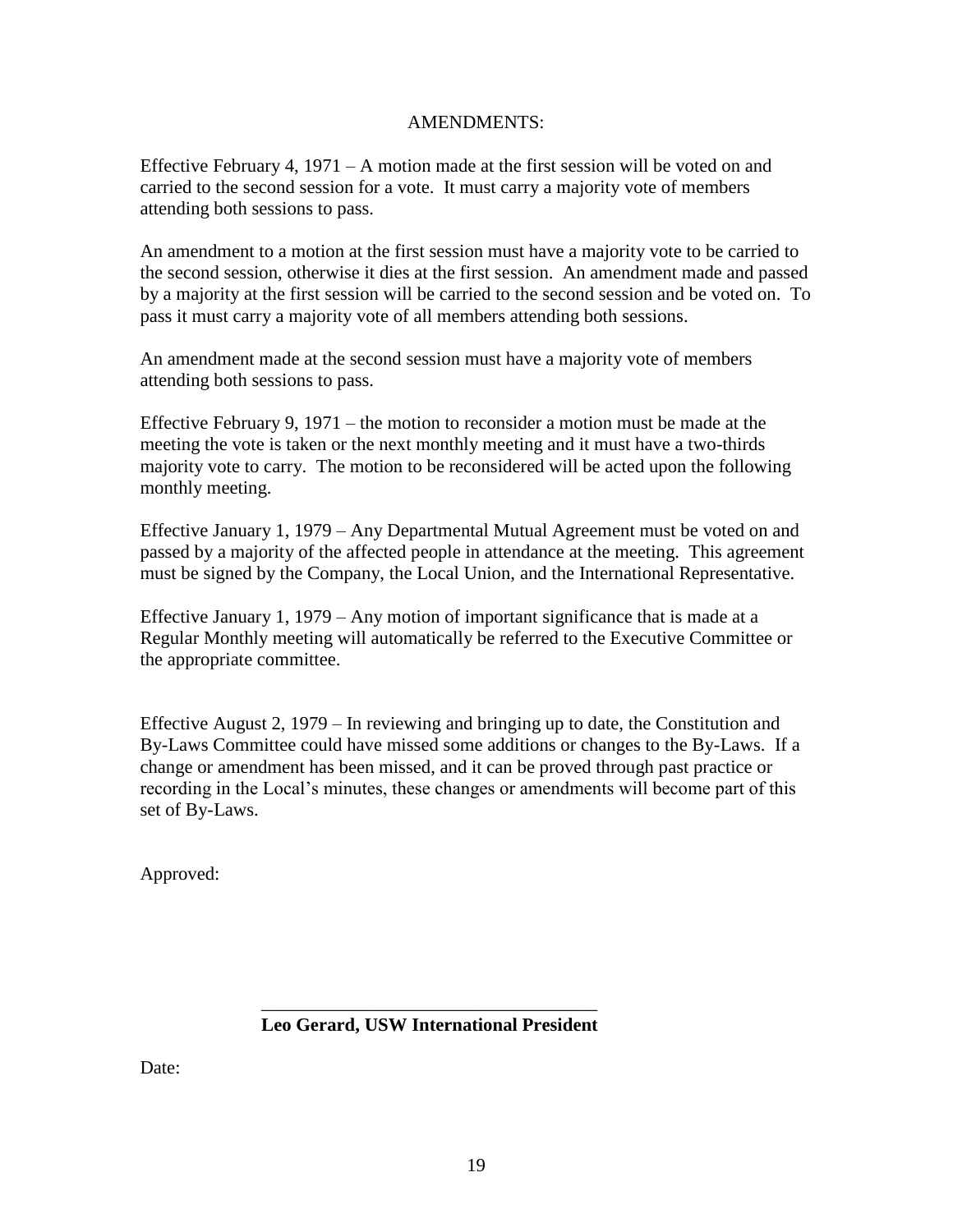## AMENDMENTS:

Effective February 4, 1971 – A motion made at the first session will be voted on and carried to the second session for a vote. It must carry a majority vote of members attending both sessions to pass.

An amendment to a motion at the first session must have a majority vote to be carried to the second session, otherwise it dies at the first session. An amendment made and passed by a majority at the first session will be carried to the second session and be voted on. To pass it must carry a majority vote of all members attending both sessions.

An amendment made at the second session must have a majority vote of members attending both sessions to pass.

Effective February 9, 1971 – the motion to reconsider a motion must be made at the meeting the vote is taken or the next monthly meeting and it must have a two-thirds majority vote to carry. The motion to be reconsidered will be acted upon the following monthly meeting.

Effective January 1, 1979 – Any Departmental Mutual Agreement must be voted on and passed by a majority of the affected people in attendance at the meeting. This agreement must be signed by the Company, the Local Union, and the International Representative.

Effective January 1, 1979 – Any motion of important significance that is made at a Regular Monthly meeting will automatically be referred to the Executive Committee or the appropriate committee.

Effective August 2, 1979 – In reviewing and bringing up to date, the Constitution and By-Laws Committee could have missed some additions or changes to the By-Laws. If a change or amendment has been missed, and it can be proved through past practice or recording in the Local's minutes, these changes or amendments will become part of this set of By-Laws.

Approved:

\_\_\_\_\_\_\_\_\_\_\_\_\_\_\_\_\_\_\_\_\_\_\_\_\_\_\_\_\_\_\_\_\_\_\_\_

**Leo Gerard, USW International President**

Date: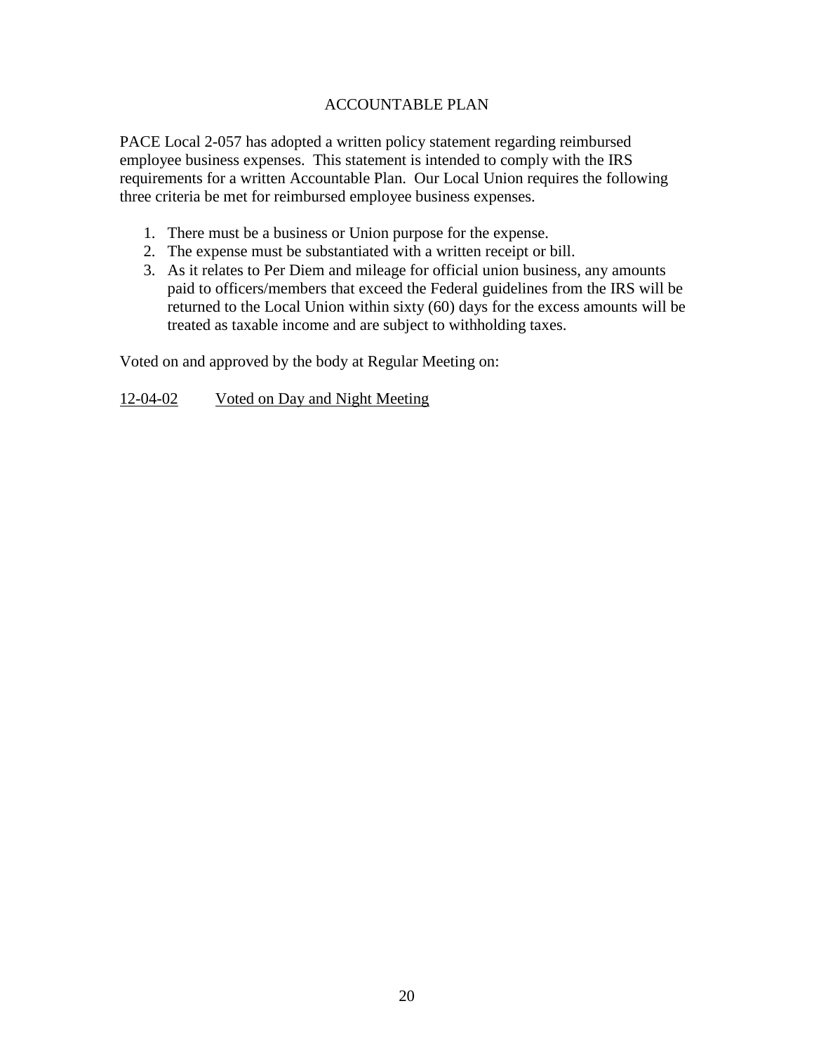# ACCOUNTABLE PLAN

PACE Local 2-057 has adopted a written policy statement regarding reimbursed employee business expenses. This statement is intended to comply with the IRS requirements for a written Accountable Plan. Our Local Union requires the following three criteria be met for reimbursed employee business expenses.

1. There must be a business or Union purpose for the expense.
2. The expense must be substantiated with a written receipt or bill.
3. As it relates to Per Diem and mileage for official union business, any amounts paid to officers/members that exceed the Federal guidelines from the IRS will be returned to the Local Union within sixty (60) days for the excess amounts will be treated as taxable income and are subject to withholding taxes.

Voted on and approved by the body at Regular Meeting on:

<u>12-04-02</u>    <u>Voted on Day and Night Meeting</u>